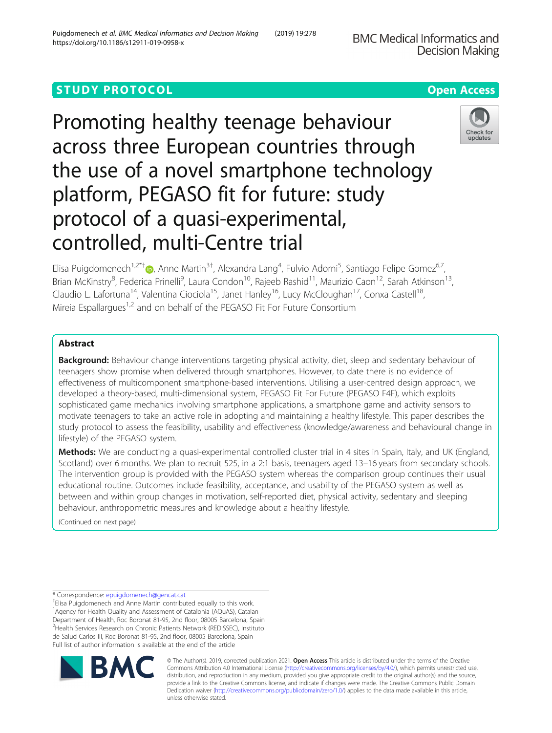STUDY PROTOCOL — Open Access

# Promoting healthy teenage behaviour across three European countries through the use of a novel smartphone technology platform, PEGASO fit for future: study protocol of a quasi-experimental, controlled, multi-Centre trial

Elisa Puigdomenech[1,2*†], Anne Martin[3†], Alexandra Lang[4], Fulvio Adorni[5], Santiago Felipe Gomez[6,7], Brian McKinstry[8], Federica Prinelli[9], Laura Condon[10], Rajeeb Rashid[11], Maurizio Caon[12], Sarah Atkinson[13], Claudio L. Lafortuna[14], Valentina Ciociola[15], Janet Hanley[16], Lucy McCloughan[17], Conxa Castell[18], Mireia Espallargues[1,2] and on behalf of the PEGASO Fit For Future Consortium

## Abstract

**Background:** Behaviour change interventions targeting physical activity, diet, sleep and sedentary behaviour of teenagers show promise when delivered through smartphones. However, to date there is no evidence of effectiveness of multicomponent smartphone-based interventions. Utilising a user-centred design approach, we developed a theory-based, multi-dimensional system, PEGASO Fit For Future (PEGASO F4F), which exploits sophisticated game mechanics involving smartphone applications, a smartphone game and activity sensors to motivate teenagers to take an active role in adopting and maintaining a healthy lifestyle. This paper describes the study protocol to assess the feasibility, usability and effectiveness (knowledge/awareness and behavioural change in lifestyle) of the PEGASO system.

**Methods:** We are conducting a quasi-experimental controlled cluster trial in 4 sites in Spain, Italy, and UK (England, Scotland) over 6 months. We plan to recruit 525, in a 2:1 basis, teenagers aged 13–16 years from secondary schools. The intervention group is provided with the PEGASO system whereas the comparison group continues their usual educational routine. Outcomes include feasibility, acceptance, and usability of the PEGASO system as well as between and within group changes in motivation, self-reported diet, physical activity, sedentary and sleeping behaviour, anthropometric measures and knowledge about a healthy lifestyle.

(Continued on next page)

---

* Correspondence: epuigdomenech@gencat.cat

†Elisa Puigdomenech and Anne Martin contributed equally to this work.

[1]Agency for Health Quality and Assessment of Catalonia (AQuAS), Catalan Department of Health, Roc Boronat 81-95, 2nd floor, 08005 Barcelona, Spain

[2]Health Services Research on Chronic Patients Network (REDISSEC), Instituto de Salud Carlos III, Roc Boronat 81-95, 2nd floor, 08005 Barcelona, Spain

Full list of author information is available at the end of the article

© The Author(s). 2019, corrected publication 2021. **Open Access** This article is distributed under the terms of the Creative Commons Attribution 4.0 International License (http://creativecommons.org/licenses/by/4.0/), which permits unrestricted use, distribution, and reproduction in any medium, provided you give appropriate credit to the original author(s) and the source, provide a link to the Creative Commons license, and indicate if changes were made. The Creative Commons Public Domain Dedication waiver (http://creativecommons.org/publicdomain/zero/1.0/) applies to the data made available in this article, unless otherwise stated.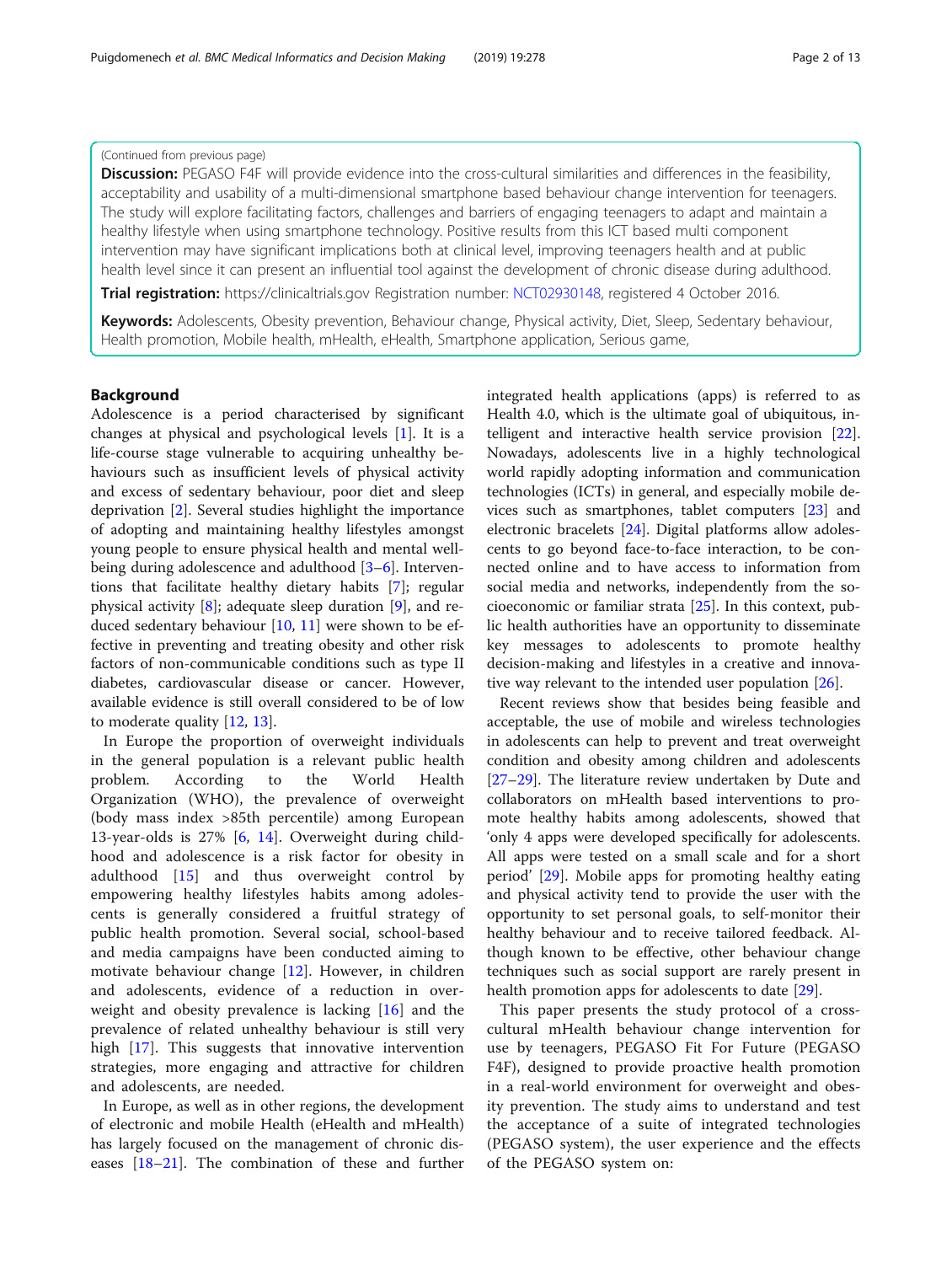(Continued from previous page)

**Discussion:** PEGASO F4F will provide evidence into the cross-cultural similarities and differences in the feasibility, acceptability and usability of a multi-dimensional smartphone based behaviour change intervention for teenagers. The study will explore facilitating factors, challenges and barriers of engaging teenagers to adapt and maintain a healthy lifestyle when using smartphone technology. Positive results from this ICT based multi component intervention may have significant implications both at clinical level, improving teenagers health and at public health level since it can present an influential tool against the development of chronic disease during adulthood.

**Trial registration:** https://clinicaltrials.gov Registration number: NCT02930148, registered 4 October 2016.

**Keywords:** Adolescents, Obesity prevention, Behaviour change, Physical activity, Diet, Sleep, Sedentary behaviour, Health promotion, Mobile health, mHealth, eHealth, Smartphone application, Serious game,

## Background

Adolescence is a period characterised by significant changes at physical and psychological levels [1]. It is a life-course stage vulnerable to acquiring unhealthy behaviours such as insufficient levels of physical activity and excess of sedentary behaviour, poor diet and sleep deprivation [2]. Several studies highlight the importance of adopting and maintaining healthy lifestyles amongst young people to ensure physical health and mental well-being during adolescence and adulthood [3–6]. Interventions that facilitate healthy dietary habits [7]; regular physical activity [8]; adequate sleep duration [9], and reduced sedentary behaviour [10, 11] were shown to be effective in preventing and treating obesity and other risk factors of non-communicable conditions such as type II diabetes, cardiovascular disease or cancer. However, available evidence is still overall considered to be of low to moderate quality [12, 13].

In Europe the proportion of overweight individuals in the general population is a relevant public health problem. According to the World Health Organization (WHO), the prevalence of overweight (body mass index >85th percentile) among European 13-year-olds is 27% [6, 14]. Overweight during childhood and adolescence is a risk factor for obesity in adulthood [15] and thus overweight control by empowering healthy lifestyles habits among adolescents is generally considered a fruitful strategy of public health promotion. Several social, school-based and media campaigns have been conducted aiming to motivate behaviour change [12]. However, in children and adolescents, evidence of a reduction in overweight and obesity prevalence is lacking [16] and the prevalence of related unhealthy behaviour is still very high [17]. This suggests that innovative intervention strategies, more engaging and attractive for children and adolescents, are needed.

In Europe, as well as in other regions, the development of electronic and mobile Health (eHealth and mHealth) has largely focused on the management of chronic diseases [18–21]. The combination of these and further integrated health applications (apps) is referred to as Health 4.0, which is the ultimate goal of ubiquitous, intelligent and interactive health service provision [22]. Nowadays, adolescents live in a highly technological world rapidly adopting information and communication technologies (ICTs) in general, and especially mobile devices such as smartphones, tablet computers [23] and electronic bracelets [24]. Digital platforms allow adolescents to go beyond face-to-face interaction, to be connected online and to have access to information from social media and networks, independently from the socioeconomic or familiar strata [25]. In this context, public health authorities have an opportunity to disseminate key messages to adolescents to promote healthy decision-making and lifestyles in a creative and innovative way relevant to the intended user population [26].

Recent reviews show that besides being feasible and acceptable, the use of mobile and wireless technologies in adolescents can help to prevent and treat overweight condition and obesity among children and adolescents [27–29]. The literature review undertaken by Dute and collaborators on mHealth based interventions to promote healthy habits among adolescents, showed that 'only 4 apps were developed specifically for adolescents. All apps were tested on a small scale and for a short period' [29]. Mobile apps for promoting healthy eating and physical activity tend to provide the user with the opportunity to set personal goals, to self-monitor their healthy behaviour and to receive tailored feedback. Although known to be effective, other behaviour change techniques such as social support are rarely present in health promotion apps for adolescents to date [29].

This paper presents the study protocol of a cross-cultural mHealth behaviour change intervention for use by teenagers, PEGASO Fit For Future (PEGASO F4F), designed to provide proactive health promotion in a real-world environment for overweight and obesity prevention. The study aims to understand and test the acceptance of a suite of integrated technologies (PEGASO system), the user experience and the effects of the PEGASO system on: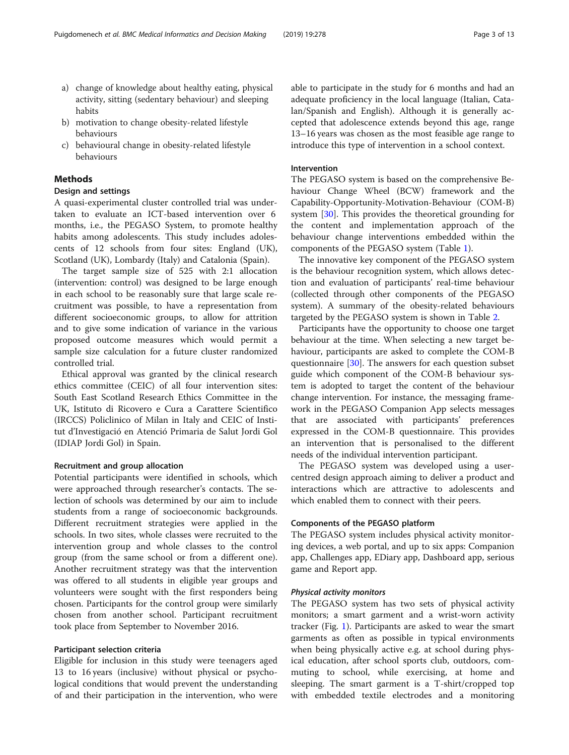a) change of knowledge about healthy eating, physical activity, sitting (sedentary behaviour) and sleeping habits
b) motivation to change obesity-related lifestyle behaviours
c) behavioural change in obesity-related lifestyle behaviours

## Methods

### Design and settings

A quasi-experimental cluster controlled trial was undertaken to evaluate an ICT-based intervention over 6 months, i.e., the PEGASO System, to promote healthy habits among adolescents. This study includes adolescents of 12 schools from four sites: England (UK), Scotland (UK), Lombardy (Italy) and Catalonia (Spain).

The target sample size of 525 with 2:1 allocation (intervention: control) was designed to be large enough in each school to be reasonably sure that large scale recruitment was possible, to have a representation from different socioeconomic groups, to allow for attrition and to give some indication of variance in the various proposed outcome measures which would permit a sample size calculation for a future cluster randomized controlled trial.

Ethical approval was granted by the clinical research ethics committee (CEIC) of all four intervention sites: South East Scotland Research Ethics Committee in the UK, Istituto di Ricovero e Cura a Carattere Scientifico (IRCCS) Policlinico of Milan in Italy and CEIC of Institut d'Investigació en Atenció Primaria de Salut Jordi Gol (IDIAP Jordi Gol) in Spain.

#### Recruitment and group allocation

Potential participants were identified in schools, which were approached through researcher's contacts. The selection of schools was determined by our aim to include students from a range of socioeconomic backgrounds. Different recruitment strategies were applied in the schools. In two sites, whole classes were recruited to the intervention group and whole classes to the control group (from the same school or from a different one). Another recruitment strategy was that the intervention was offered to all students in eligible year groups and volunteers were sought with the first responders being chosen. Participants for the control group were similarly chosen from another school. Participant recruitment took place from September to November 2016.

#### Participant selection criteria

Eligible for inclusion in this study were teenagers aged 13 to 16 years (inclusive) without physical or psychological conditions that would prevent the understanding of and their participation in the intervention, who were able to participate in the study for 6 months and had an adequate proficiency in the local language (Italian, Catalan/Spanish and English). Although it is generally accepted that adolescence extends beyond this age, range 13–16 years was chosen as the most feasible age range to introduce this type of intervention in a school context.

### Intervention

The PEGASO system is based on the comprehensive Behaviour Change Wheel (BCW) framework and the Capability-Opportunity-Motivation-Behaviour (COM-B) system [30]. This provides the theoretical grounding for the content and implementation approach of the behaviour change interventions embedded within the components of the PEGASO system (Table 1).

The innovative key component of the PEGASO system is the behaviour recognition system, which allows detection and evaluation of participants' real-time behaviour (collected through other components of the PEGASO system). A summary of the obesity-related behaviours targeted by the PEGASO system is shown in Table 2.

Participants have the opportunity to choose one target behaviour at the time. When selecting a new target behaviour, participants are asked to complete the COM-B questionnaire [30]. The answers for each question subset guide which component of the COM-B behaviour system is adopted to target the content of the behaviour change intervention. For instance, the messaging framework in the PEGASO Companion App selects messages that are associated with participants' preferences expressed in the COM-B questionnaire. This provides an intervention that is personalised to the different needs of the individual intervention participant.

The PEGASO system was developed using a user-centred design approach aiming to deliver a product and interactions which are attractive to adolescents and which enabled them to connect with their peers.

### Components of the PEGASO platform

The PEGASO system includes physical activity monitoring devices, a web portal, and up to six apps: Companion app, Challenges app, EDiary app, Dashboard app, serious game and Report app.

#### *Physical activity monitors*

The PEGASO system has two sets of physical activity monitors; a smart garment and a wrist-worn activity tracker (Fig. 1). Participants are asked to wear the smart garments as often as possible in typical environments when being physically active e.g. at school during physical education, after school sports club, outdoors, commuting to school, while exercising, at home and sleeping. The smart garment is a T-shirt/cropped top with embedded textile electrodes and a monitoring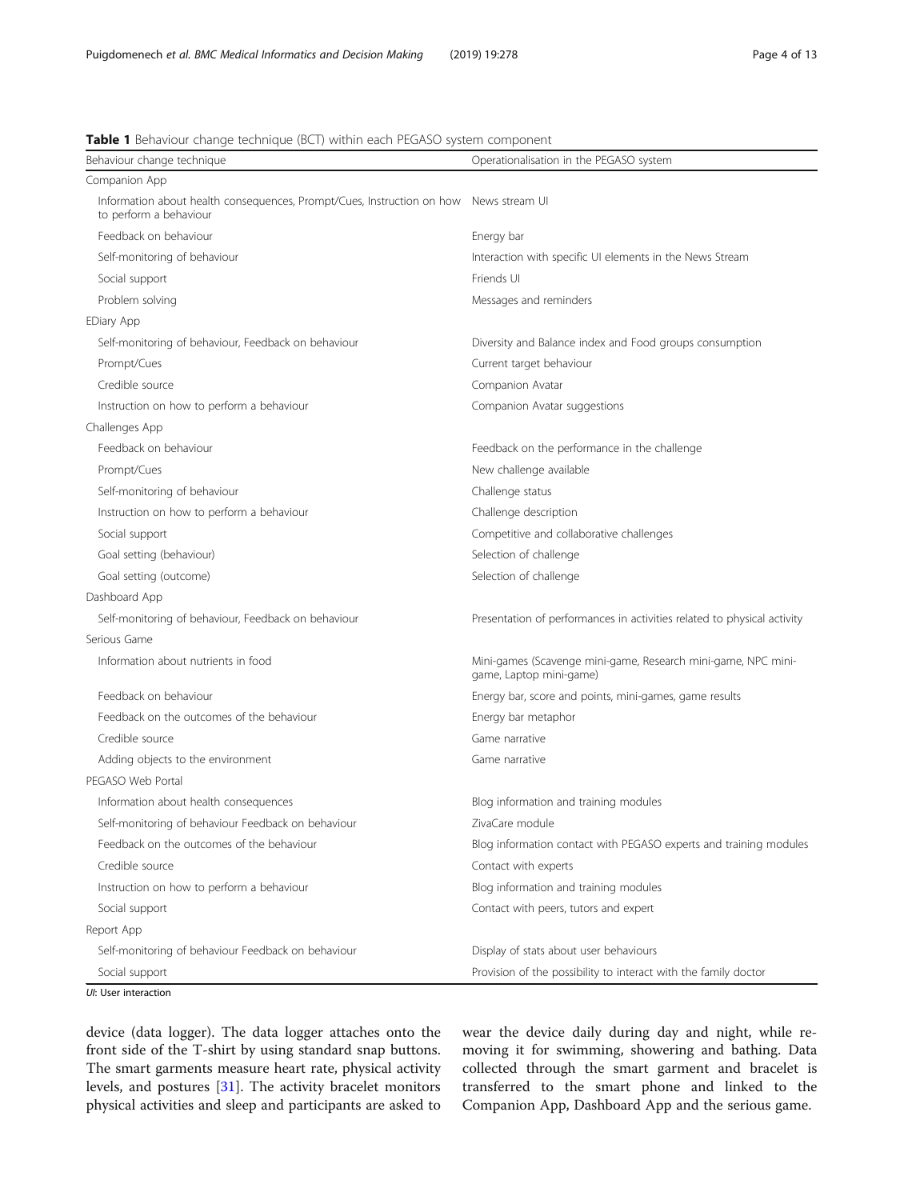**Table 1** Behaviour change technique (BCT) within each PEGASO system component

| Behaviour change technique | Operationalisation in the PEGASO system |
| --- | --- |
| Companion App | |
| Information about health consequences, Prompt/Cues, Instruction on how to perform a behaviour | News stream UI |
| Feedback on behaviour | Energy bar |
| Self-monitoring of behaviour | Interaction with specific UI elements in the News Stream |
| Social support | Friends UI |
| Problem solving | Messages and reminders |
| EDiary App | |
| Self-monitoring of behaviour, Feedback on behaviour | Diversity and Balance index and Food groups consumption |
| Prompt/Cues | Current target behaviour |
| Credible source | Companion Avatar |
| Instruction on how to perform a behaviour | Companion Avatar suggestions |
| Challenges App | |
| Feedback on behaviour | Feedback on the performance in the challenge |
| Prompt/Cues | New challenge available |
| Self-monitoring of behaviour | Challenge status |
| Instruction on how to perform a behaviour | Challenge description |
| Social support | Competitive and collaborative challenges |
| Goal setting (behaviour) | Selection of challenge |
| Goal setting (outcome) | Selection of challenge |
| Dashboard App | |
| Self-monitoring of behaviour, Feedback on behaviour | Presentation of performances in activities related to physical activity |
| Serious Game | |
| Information about nutrients in food | Mini-games (Scavenge mini-game, Research mini-game, NPC mini-game, Laptop mini-game) |
| Feedback on behaviour | Energy bar, score and points, mini-games, game results |
| Feedback on the outcomes of the behaviour | Energy bar metaphor |
| Credible source | Game narrative |
| Adding objects to the environment | Game narrative |
| PEGASO Web Portal | |
| Information about health consequences | Blog information and training modules |
| Self-monitoring of behaviour Feedback on behaviour | ZivaCare module |
| Feedback on the outcomes of the behaviour | Blog information contact with PEGASO experts and training modules |
| Credible source | Contact with experts |
| Instruction on how to perform a behaviour | Blog information and training modules |
| Social support | Contact with peers, tutors and expert |
| Report App | |
| Self-monitoring of behaviour Feedback on behaviour | Display of stats about user behaviours |
| Social support | Provision of the possibility to interact with the family doctor |

*UI*: User interaction

device (data logger). The data logger attaches onto the front side of the T-shirt by using standard snap buttons. The smart garments measure heart rate, physical activity levels, and postures [31]. The activity bracelet monitors physical activities and sleep and participants are asked to wear the device daily during day and night, while removing it for swimming, showering and bathing. Data collected through the smart garment and bracelet is transferred to the smart phone and linked to the Companion App, Dashboard App and the serious game.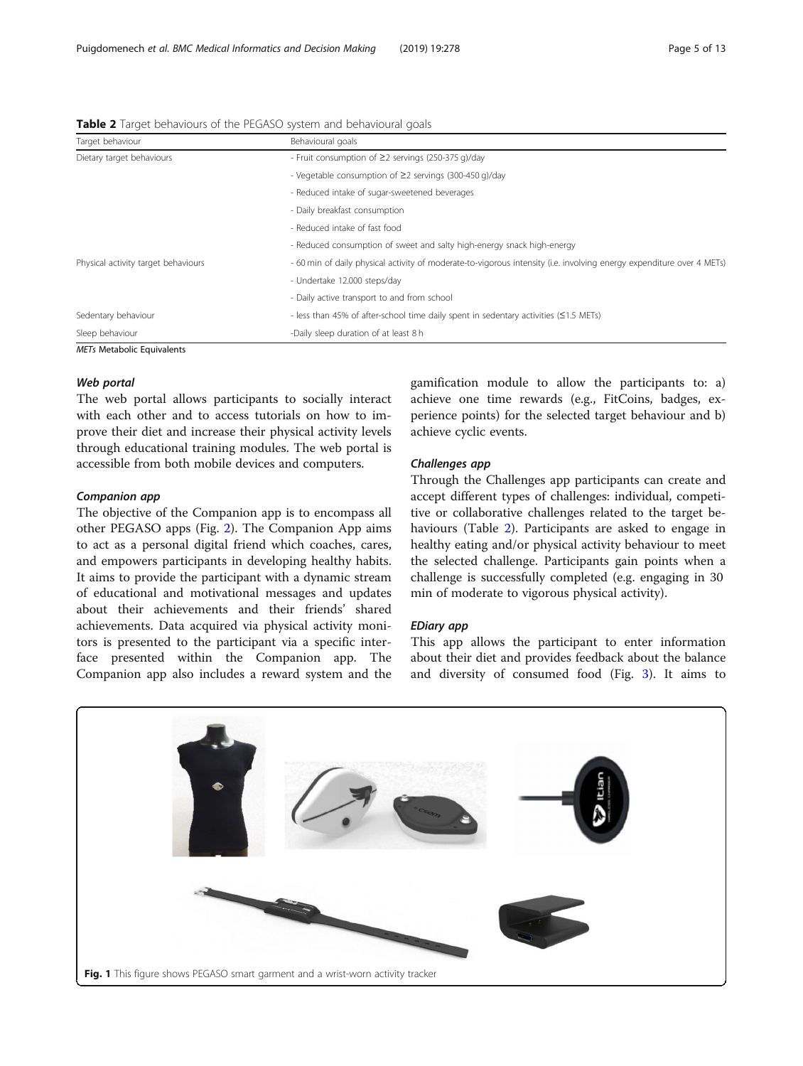**Table 2** Target behaviours of the PEGASO system and behavioural goals

| Target behaviour | Behavioural goals |
|---|---|
| Dietary target behaviours | - Fruit consumption of ≥2 servings (250-375 g)/day |
| | - Vegetable consumption of ≥2 servings (300-450 g)/day |
| | - Reduced intake of sugar-sweetened beverages |
| | - Daily breakfast consumption |
| | - Reduced intake of fast food |
| | - Reduced consumption of sweet and salty high-energy snack high-energy |
| Physical activity target behaviours | - 60 min of daily physical activity of moderate-to-vigorous intensity (i.e. involving energy expenditure over 4 METs) |
| | - Undertake 12.000 steps/day |
| | - Daily active transport to and from school |
| Sedentary behaviour | - less than 45% of after-school time daily spent in sedentary activities (≤1.5 METs) |
| Sleep behaviour | -Daily sleep duration of at least 8 h |

*METs* Metabolic Equivalents

#### Web portal

The web portal allows participants to socially interact with each other and to access tutorials on how to improve their diet and increase their physical activity levels through educational training modules. The web portal is accessible from both mobile devices and computers.

#### Companion app

The objective of the Companion app is to encompass all other PEGASO apps (Fig. 2). The Companion App aims to act as a personal digital friend which coaches, cares, and empowers participants in developing healthy habits. It aims to provide the participant with a dynamic stream of educational and motivational messages and updates about their achievements and their friends' shared achievements. Data acquired via physical activity monitors is presented to the participant via a specific interface presented within the Companion app. The Companion app also includes a reward system and the gamification module to allow the participants to: a) achieve one time rewards (e.g., FitCoins, badges, experience points) for the selected target behaviour and b) achieve cyclic events.

#### Challenges app

Through the Challenges app participants can create and accept different types of challenges: individual, competitive or collaborative challenges related to the target behaviours (Table 2). Participants are asked to engage in healthy eating and/or physical activity behaviour to meet the selected challenge. Participants gain points when a challenge is successfully completed (e.g. engaging in 30 min of moderate to vigorous physical activity).

#### EDiary app

This app allows the participant to enter information about their diet and provides feedback about the balance and diversity of consumed food (Fig. 3). It aims to

**Fig. 1** This figure shows PEGASO smart garment and a wrist-worn activity tracker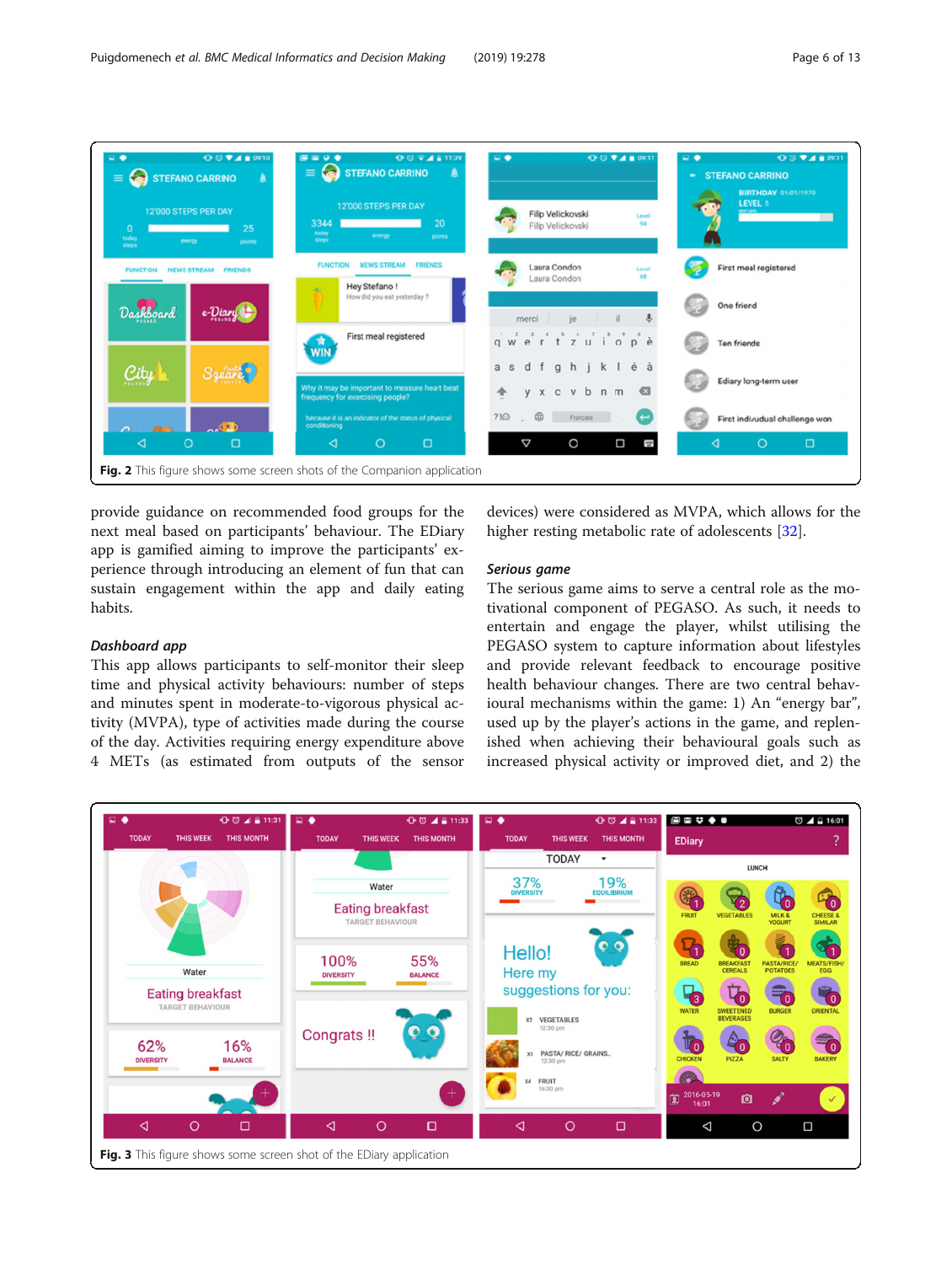Fig. 2 This figure shows some screen shots of the Companion application

provide guidance on recommended food groups for the next meal based on participants' behaviour. The EDiary app is gamified aiming to improve the participants' experience through introducing an element of fun that can sustain engagement within the app and daily eating habits.

### *Dashboard app*

This app allows participants to self-monitor their sleep time and physical activity behaviours: number of steps and minutes spent in moderate-to-vigorous physical activity (MVPA), type of activities made during the course of the day. Activities requiring energy expenditure above 4 METs (as estimated from outputs of the sensor devices) were considered as MVPA, which allows for the higher resting metabolic rate of adolescents [32].

### *Serious game*

The serious game aims to serve a central role as the motivational component of PEGASO. As such, it needs to entertain and engage the player, whilst utilising the PEGASO system to capture information about lifestyles and provide relevant feedback to encourage positive health behaviour changes. There are two central behavioural mechanisms within the game: 1) An "energy bar", used up by the player's actions in the game, and replenished when achieving their behavioural goals such as increased physical activity or improved diet, and 2) the

Fig. 3 This figure shows some screen shot of the EDiary application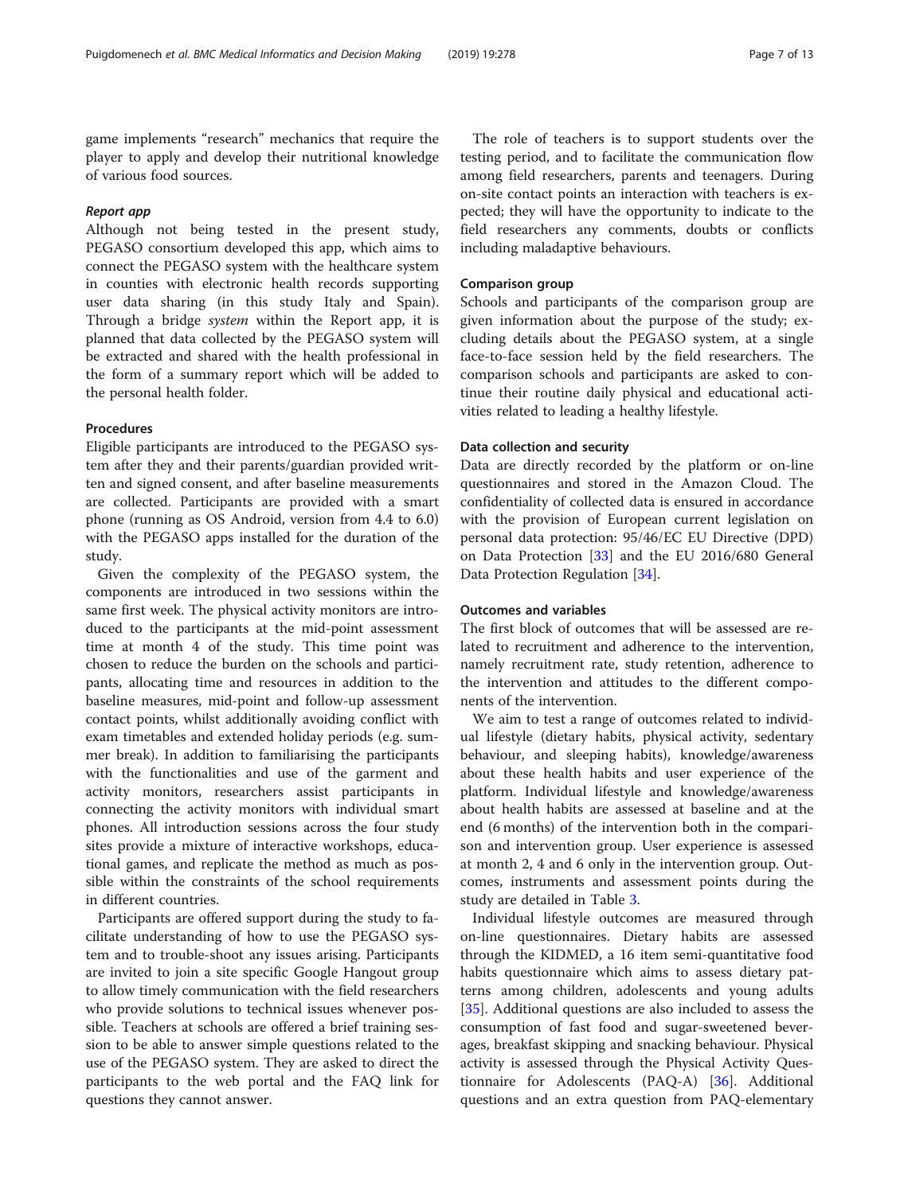game implements "research" mechanics that require the player to apply and develop their nutritional knowledge of various food sources.

#### *Report app*

Although not being tested in the present study, PEGASO consortium developed this app, which aims to connect the PEGASO system with the healthcare system in counties with electronic health records supporting user data sharing (in this study Italy and Spain). Through a bridge *system* within the Report app, it is planned that data collected by the PEGASO system will be extracted and shared with the health professional in the form of a summary report which will be added to the personal health folder.

### Procedures

Eligible participants are introduced to the PEGASO system after they and their parents/guardian provided written and signed consent, and after baseline measurements are collected. Participants are provided with a smart phone (running as OS Android, version from 4.4 to 6.0) with the PEGASO apps installed for the duration of the study.

Given the complexity of the PEGASO system, the components are introduced in two sessions within the same first week. The physical activity monitors are introduced to the participants at the mid-point assessment time at month 4 of the study. This time point was chosen to reduce the burden on the schools and participants, allocating time and resources in addition to the baseline measures, mid-point and follow-up assessment contact points, whilst additionally avoiding conflict with exam timetables and extended holiday periods (e.g. summer break). In addition to familiarising the participants with the functionalities and use of the garment and activity monitors, researchers assist participants in connecting the activity monitors with individual smart phones. All introduction sessions across the four study sites provide a mixture of interactive workshops, educational games, and replicate the method as much as possible within the constraints of the school requirements in different countries.

Participants are offered support during the study to facilitate understanding of how to use the PEGASO system and to trouble-shoot any issues arising. Participants are invited to join a site specific Google Hangout group to allow timely communication with the field researchers who provide solutions to technical issues whenever possible. Teachers at schools are offered a brief training session to be able to answer simple questions related to the use of the PEGASO system. They are asked to direct the participants to the web portal and the FAQ link for questions they cannot answer.

The role of teachers is to support students over the testing period, and to facilitate the communication flow among field researchers, parents and teenagers. During on-site contact points an interaction with teachers is expected; they will have the opportunity to indicate to the field researchers any comments, doubts or conflicts including maladaptive behaviours.

### Comparison group

Schools and participants of the comparison group are given information about the purpose of the study; excluding details about the PEGASO system, at a single face-to-face session held by the field researchers. The comparison schools and participants are asked to continue their routine daily physical and educational activities related to leading a healthy lifestyle.

### Data collection and security

Data are directly recorded by the platform or on-line questionnaires and stored in the Amazon Cloud. The confidentiality of collected data is ensured in accordance with the provision of European current legislation on personal data protection: 95/46/EC EU Directive (DPD) on Data Protection [33] and the EU 2016/680 General Data Protection Regulation [34].

### Outcomes and variables

The first block of outcomes that will be assessed are related to recruitment and adherence to the intervention, namely recruitment rate, study retention, adherence to the intervention and attitudes to the different components of the intervention.

We aim to test a range of outcomes related to individual lifestyle (dietary habits, physical activity, sedentary behaviour, and sleeping habits), knowledge/awareness about these health habits and user experience of the platform. Individual lifestyle and knowledge/awareness about health habits are assessed at baseline and at the end (6 months) of the intervention both in the comparison and intervention group. User experience is assessed at month 2, 4 and 6 only in the intervention group. Outcomes, instruments and assessment points during the study are detailed in Table 3.

Individual lifestyle outcomes are measured through on-line questionnaires. Dietary habits are assessed through the KIDMED, a 16 item semi-quantitative food habits questionnaire which aims to assess dietary patterns among children, adolescents and young adults [35]. Additional questions are also included to assess the consumption of fast food and sugar-sweetened beverages, breakfast skipping and snacking behaviour. Physical activity is assessed through the Physical Activity Questionnaire for Adolescents (PAQ-A) [36]. Additional questions and an extra question from PAQ-elementary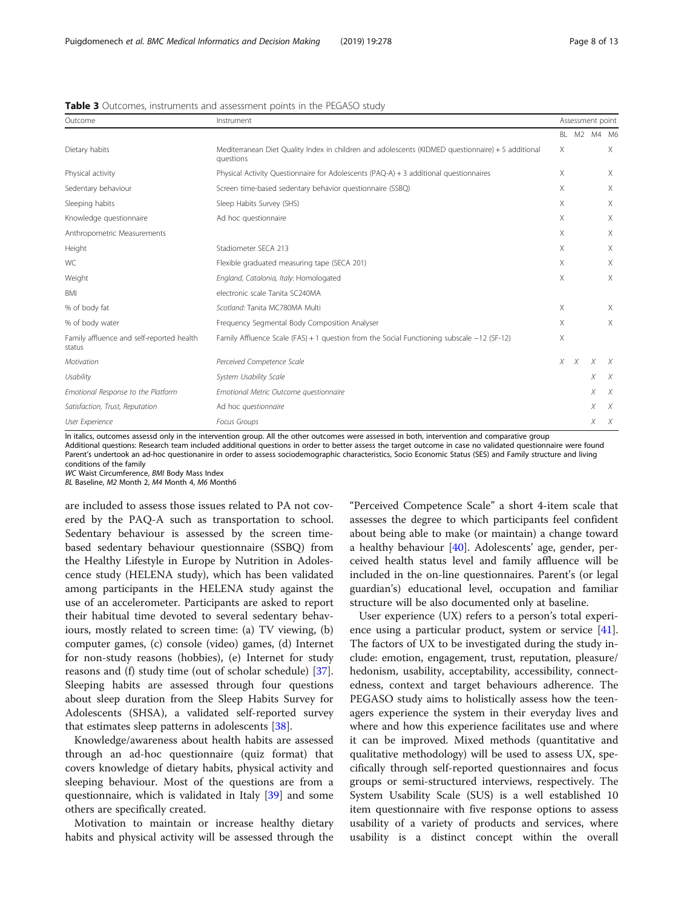**Table 3** Outcomes, instruments and assessment points in the PEGASO study

| Outcome | Instrument | Assessment point | | | |
|---|---|---|---|---|---|
| | | BL | M2 | M4 | M6 |
| Dietary habits | Mediterranean Diet Quality Index in children and adolescents (KIDMED questionnaire) + 5 additional questions | X | | | X |
| Physical activity | Physical Activity Questionnaire for Adolescents (PAQ-A) + 3 additional questionnaires | X | | | X |
| Sedentary behaviour | Screen time-based sedentary behavior questionnaire (SSBQ) | X | | | X |
| Sleeping habits | Sleep Habits Survey (SHS) | X | | | X |
| Knowledge questionnaire | Ad hoc questionnaire | X | | | X |
| Anthropometric Measurements | | X | | | X |
| Height | Stadiometer SECA 213 | X | | | X |
| WC | Flexible graduated measuring tape (SECA 201) | X | | | X |
| Weight | *England, Catalonia, Italy*: Homologated | X | | | X |
| BMI | electronic scale Tanita SC240MA | | | | |
| % of body fat | *Scotland*: Tanita MC780MA Multi | X | | | X |
| % of body water | Frequency Segmental Body Composition Analyser | X | | | X |
| Family affluence and self-reported health status | Family Affluence Scale (FAS) + 1 question from the Social Functioning subscale −12 (SF-12) | X | | | |
| *Motivation* | *Perceived Competence Scale* | *X* | *X* | *X* | *X* |
| *Usability* | *System Usability Scale* | | | *X* | *X* |
| *Emotional Response to the Platform* | *Emotional Metric Outcome questionnaire* | | | *X* | *X* |
| *Satisfaction, Trust, Reputation* | *Ad hoc questionnaire* | | | *X* | *X* |
| *User Experience* | *Focus Groups* | | | *X* | *X* |

In italics, outcomes assessd only in the intervention group. All the other outcomes were assessed in both, intervention and comparative group
Additional questions: Research team included additional questions in order to better assess the target outcome in case no validated questionnaire were found
Parent's undertook an ad-hoc questionanire in order to assess sociodemographic characteristics, Socio Economic Status (SES) and Family structure and living conditions of the family
*WC* Waist Circumference, *BMI* Body Mass Index
*BL* Baseline, *M2* Month 2, *M4* Month 4, *M6* Month6

are included to assess those issues related to PA not covered by the PAQ-A such as transportation to school. Sedentary behaviour is assessed by the screen time-based sedentary behaviour questionnaire (SSBQ) from the Healthy Lifestyle in Europe by Nutrition in Adolescence study (HELENA study), which has been validated among participants in the HELENA study against the use of an accelerometer. Participants are asked to report their habitual time devoted to several sedentary behaviours, mostly related to screen time: (a) TV viewing, (b) computer games, (c) console (video) games, (d) Internet for non-study reasons (hobbies), (e) Internet for study reasons and (f) study time (out of scholar schedule) [37]. Sleeping habits are assessed through four questions about sleep duration from the Sleep Habits Survey for Adolescents (SHSA), a validated self-reported survey that estimates sleep patterns in adolescents [38].

Knowledge/awareness about health habits are assessed through an ad-hoc questionnaire (quiz format) that covers knowledge of dietary habits, physical activity and sleeping behaviour. Most of the questions are from a questionnaire, which is validated in Italy [39] and some others are specifically created.

Motivation to maintain or increase healthy dietary habits and physical activity will be assessed through the "Perceived Competence Scale" a short 4-item scale that assesses the degree to which participants feel confident about being able to make (or maintain) a change toward a healthy behaviour [40]. Adolescents' age, gender, perceived health status level and family affluence will be included in the on-line questionnaires. Parent's (or legal guardian's) educational level, occupation and familiar structure will be also documented only at baseline.

User experience (UX) refers to a person's total experience using a particular product, system or service [41]. The factors of UX to be investigated during the study include: emotion, engagement, trust, reputation, pleasure/hedonism, usability, acceptability, accessibility, connectedness, context and target behaviours adherence. The PEGASO study aims to holistically assess how the teenagers experience the system in their everyday lives and where and how this experience facilitates use and where it can be improved. Mixed methods (quantitative and qualitative methodology) will be used to assess UX, specifically through self-reported questionnaires and focus groups or semi-structured interviews, respectively. The System Usability Scale (SUS) is a well established 10 item questionnaire with five response options to assess usability of a variety of products and services, where usability is a distinct concept within the overall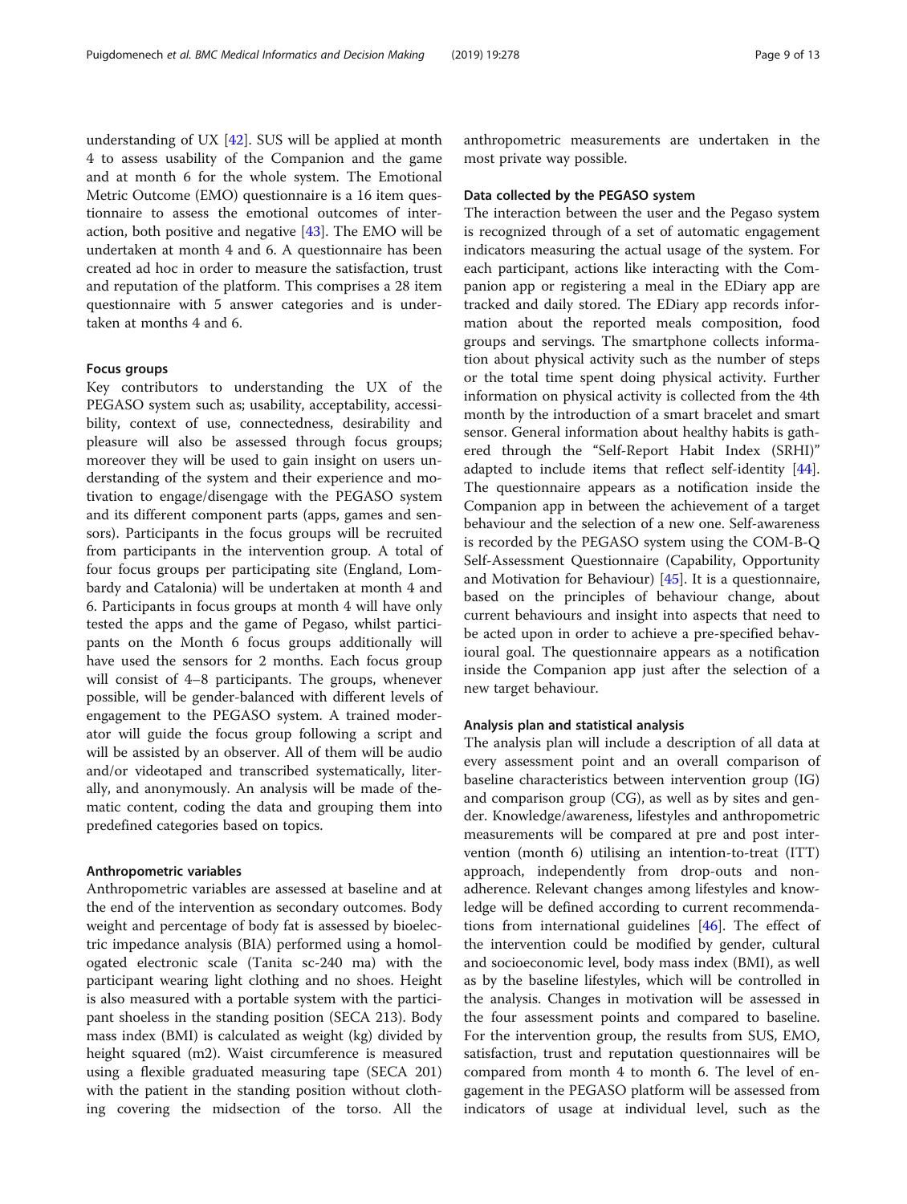understanding of UX [42]. SUS will be applied at month 4 to assess usability of the Companion and the game and at month 6 for the whole system. The Emotional Metric Outcome (EMO) questionnaire is a 16 item questionnaire to assess the emotional outcomes of interaction, both positive and negative [43]. The EMO will be undertaken at month 4 and 6. A questionnaire has been created ad hoc in order to measure the satisfaction, trust and reputation of the platform. This comprises a 28 item questionnaire with 5 answer categories and is undertaken at months 4 and 6.

#### Focus groups

Key contributors to understanding the UX of the PEGASO system such as; usability, acceptability, accessibility, context of use, connectedness, desirability and pleasure will also be assessed through focus groups; moreover they will be used to gain insight on users understanding of the system and their experience and motivation to engage/disengage with the PEGASO system and its different component parts (apps, games and sensors). Participants in the focus groups will be recruited from participants in the intervention group. A total of four focus groups per participating site (England, Lombardy and Catalonia) will be undertaken at month 4 and 6. Participants in focus groups at month 4 will have only tested the apps and the game of Pegaso, whilst participants on the Month 6 focus groups additionally will have used the sensors for 2 months. Each focus group will consist of 4–8 participants. The groups, whenever possible, will be gender-balanced with different levels of engagement to the PEGASO system. A trained moderator will guide the focus group following a script and will be assisted by an observer. All of them will be audio and/or videotaped and transcribed systematically, literally, and anonymously. An analysis will be made of thematic content, coding the data and grouping them into predefined categories based on topics.

#### Anthropometric variables

Anthropometric variables are assessed at baseline and at the end of the intervention as secondary outcomes. Body weight and percentage of body fat is assessed by bioelectric impedance analysis (BIA) performed using a homologated electronic scale (Tanita sc-240 ma) with the participant wearing light clothing and no shoes. Height is also measured with a portable system with the participant shoeless in the standing position (SECA 213). Body mass index (BMI) is calculated as weight (kg) divided by height squared (m2). Waist circumference is measured using a flexible graduated measuring tape (SECA 201) with the patient in the standing position without clothing covering the midsection of the torso. All the anthropometric measurements are undertaken in the most private way possible.

#### Data collected by the PEGASO system

The interaction between the user and the Pegaso system is recognized through of a set of automatic engagement indicators measuring the actual usage of the system. For each participant, actions like interacting with the Companion app or registering a meal in the EDiary app are tracked and daily stored. The EDiary app records information about the reported meals composition, food groups and servings. The smartphone collects information about physical activity such as the number of steps or the total time spent doing physical activity. Further information on physical activity is collected from the 4th month by the introduction of a smart bracelet and smart sensor. General information about healthy habits is gathered through the "Self-Report Habit Index (SRHI)" adapted to include items that reflect self-identity [44]. The questionnaire appears as a notification inside the Companion app in between the achievement of a target behaviour and the selection of a new one. Self-awareness is recorded by the PEGASO system using the COM-B-Q Self-Assessment Questionnaire (Capability, Opportunity and Motivation for Behaviour) [45]. It is a questionnaire, based on the principles of behaviour change, about current behaviours and insight into aspects that need to be acted upon in order to achieve a pre-specified behavioural goal. The questionnaire appears as a notification inside the Companion app just after the selection of a new target behaviour.

#### Analysis plan and statistical analysis

The analysis plan will include a description of all data at every assessment point and an overall comparison of baseline characteristics between intervention group (IG) and comparison group (CG), as well as by sites and gender. Knowledge/awareness, lifestyles and anthropometric measurements will be compared at pre and post intervention (month 6) utilising an intention-to-treat (ITT) approach, independently from drop-outs and non-adherence. Relevant changes among lifestyles and knowledge will be defined according to current recommendations from international guidelines [46]. The effect of the intervention could be modified by gender, cultural and socioeconomic level, body mass index (BMI), as well as by the baseline lifestyles, which will be controlled in the analysis. Changes in motivation will be assessed in the four assessment points and compared to baseline. For the intervention group, the results from SUS, EMO, satisfaction, trust and reputation questionnaires will be compared from month 4 to month 6. The level of engagement in the PEGASO platform will be assessed from indicators of usage at individual level, such as the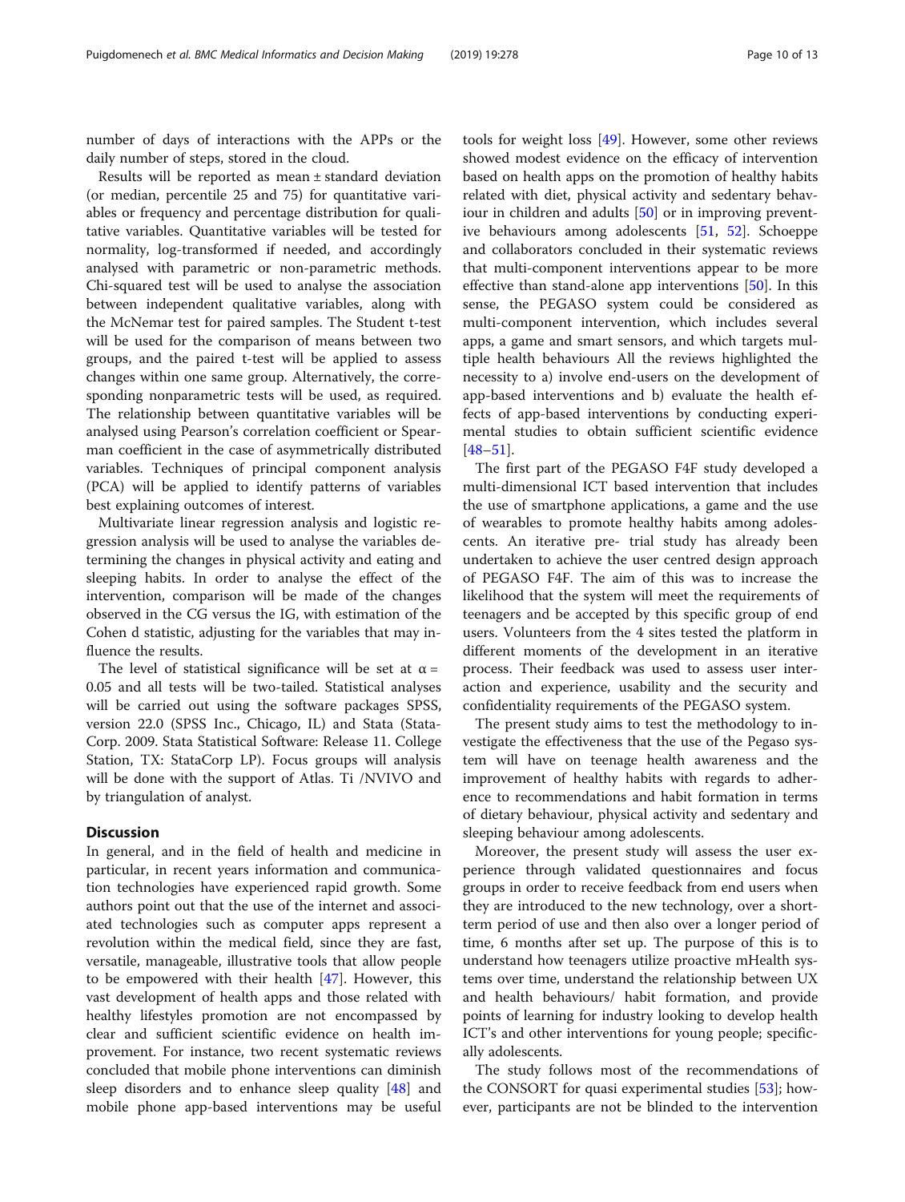number of days of interactions with the APPs or the daily number of steps, stored in the cloud.

Results will be reported as mean ± standard deviation (or median, percentile 25 and 75) for quantitative variables or frequency and percentage distribution for qualitative variables. Quantitative variables will be tested for normality, log-transformed if needed, and accordingly analysed with parametric or non-parametric methods. Chi-squared test will be used to analyse the association between independent qualitative variables, along with the McNemar test for paired samples. The Student t-test will be used for the comparison of means between two groups, and the paired t-test will be applied to assess changes within one same group. Alternatively, the corresponding nonparametric tests will be used, as required. The relationship between quantitative variables will be analysed using Pearson's correlation coefficient or Spearman coefficient in the case of asymmetrically distributed variables. Techniques of principal component analysis (PCA) will be applied to identify patterns of variables best explaining outcomes of interest.

Multivariate linear regression analysis and logistic regression analysis will be used to analyse the variables determining the changes in physical activity and eating and sleeping habits. In order to analyse the effect of the intervention, comparison will be made of the changes observed in the CG versus the IG, with estimation of the Cohen d statistic, adjusting for the variables that may influence the results.

The level of statistical significance will be set at $\alpha = 0.05$ and all tests will be two-tailed. Statistical analyses will be carried out using the software packages SPSS, version 22.0 (SPSS Inc., Chicago, IL) and Stata (StataCorp. 2009. Stata Statistical Software: Release 11. College Station, TX: StataCorp LP). Focus groups will analysis will be done with the support of Atlas. Ti /NVIVO and by triangulation of analyst.

## Discussion

In general, and in the field of health and medicine in particular, in recent years information and communication technologies have experienced rapid growth. Some authors point out that the use of the internet and associated technologies such as computer apps represent a revolution within the medical field, since they are fast, versatile, manageable, illustrative tools that allow people to be empowered with their health [47]. However, this vast development of health apps and those related with healthy lifestyles promotion are not encompassed by clear and sufficient scientific evidence on health improvement. For instance, two recent systematic reviews concluded that mobile phone interventions can diminish sleep disorders and to enhance sleep quality [48] and mobile phone app-based interventions may be useful tools for weight loss [49]. However, some other reviews showed modest evidence on the efficacy of intervention based on health apps on the promotion of healthy habits related with diet, physical activity and sedentary behaviour in children and adults [50] or in improving preventive behaviours among adolescents [51, 52]. Schoeppe and collaborators concluded in their systematic reviews that multi-component interventions appear to be more effective than stand-alone app interventions [50]. In this sense, the PEGASO system could be considered as multi-component intervention, which includes several apps, a game and smart sensors, and which targets multiple health behaviours All the reviews highlighted the necessity to a) involve end-users on the development of app-based interventions and b) evaluate the health effects of app-based interventions by conducting experimental studies to obtain sufficient scientific evidence [48–51].

The first part of the PEGASO F4F study developed a multi-dimensional ICT based intervention that includes the use of smartphone applications, a game and the use of wearables to promote healthy habits among adolescents. An iterative pre- trial study has already been undertaken to achieve the user centred design approach of PEGASO F4F. The aim of this was to increase the likelihood that the system will meet the requirements of teenagers and be accepted by this specific group of end users. Volunteers from the 4 sites tested the platform in different moments of the development in an iterative process. Their feedback was used to assess user interaction and experience, usability and the security and confidentiality requirements of the PEGASO system.

The present study aims to test the methodology to investigate the effectiveness that the use of the Pegaso system will have on teenage health awareness and the improvement of healthy habits with regards to adherence to recommendations and habit formation in terms of dietary behaviour, physical activity and sedentary and sleeping behaviour among adolescents.

Moreover, the present study will assess the user experience through validated questionnaires and focus groups in order to receive feedback from end users when they are introduced to the new technology, over a short-term period of use and then also over a longer period of time, 6 months after set up. The purpose of this is to understand how teenagers utilize proactive mHealth systems over time, understand the relationship between UX and health behaviours/ habit formation, and provide points of learning for industry looking to develop health ICT's and other interventions for young people; specifically adolescents.

The study follows most of the recommendations of the CONSORT for quasi experimental studies [53]; however, participants are not be blinded to the intervention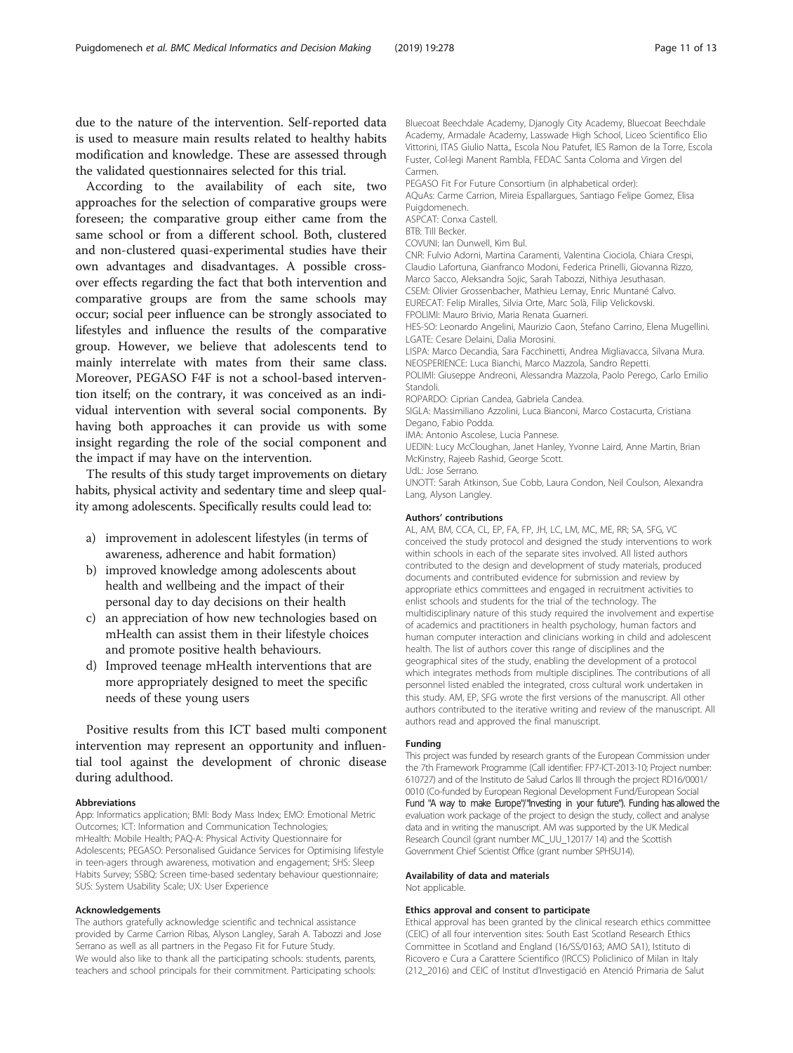due to the nature of the intervention. Self-reported data is used to measure main results related to healthy habits modification and knowledge. These are assessed through the validated questionnaires selected for this trial.

According to the availability of each site, two approaches for the selection of comparative groups were foreseen; the comparative group either came from the same school or from a different school. Both, clustered and non-clustered quasi-experimental studies have their own advantages and disadvantages. A possible cross-over effects regarding the fact that both intervention and comparative groups are from the same schools may occur; social peer influence can be strongly associated to lifestyles and influence the results of the comparative group. However, we believe that adolescents tend to mainly interrelate with mates from their same class. Moreover, PEGASO F4F is not a school-based intervention itself; on the contrary, it was conceived as an individual intervention with several social components. By having both approaches it can provide us with some insight regarding the role of the social component and the impact if may have on the intervention.

The results of this study target improvements on dietary habits, physical activity and sedentary time and sleep quality among adolescents. Specifically results could lead to:

a) improvement in adolescent lifestyles (in terms of awareness, adherence and habit formation)
b) improved knowledge among adolescents about health and wellbeing and the impact of their personal day to day decisions on their health
c) an appreciation of how new technologies based on mHealth can assist them in their lifestyle choices and promote positive health behaviours.
d) Improved teenage mHealth interventions that are more appropriately designed to meet the specific needs of these young users

Positive results from this ICT based multi component intervention may represent an opportunity and influential tool against the development of chronic disease during adulthood.

#### Abbreviations

App: Informatics application; BMI: Body Mass Index; EMO: Emotional Metric Outcomes; ICT: Information and Communication Technologies; mHealth: Mobile Health; PAQ-A: Physical Activity Questionnaire for Adolescents; PEGASO: Personalised Guidance Services for Optimising lifestyle in teen-agers through awareness, motivation and engagement; SHS: Sleep Habits Survey; SSBQ: Screen time-based sedentary behaviour questionnaire; SUS: System Usability Scale; UX: User Experience

#### Acknowledgements

The authors gratefully acknowledge scientific and technical assistance provided by Carme Carrion Ribas, Alyson Langley, Sarah A. Tabozzi and Jose Serrano as well as all partners in the Pegaso Fit for Future Study.

We would also like to thank all the participating schools: students, parents, teachers and school principals for their commitment. Participating schools: Bluecoat Beechdale Academy, Djanogly City Academy, Bluecoat Beechdale Academy, Armadale Academy, Lasswade High School, Liceo Scientifico Elio Vittorini, ITAS Giulio Natta,, Escola Nou Patufet, IES Ramon de la Torre, Escola Fuster, Col·legi Manent Rambla, FEDAC Santa Coloma and Virgen del Carmen.

PEGASO Fit For Future Consortium (in alphabetical order):

AQuAs: Carme Carrion, Mireia Espallargues, Santiago Felipe Gomez, Elisa Puigdomenech.

ASPCAT: Conxa Castell.

BTB: Till Becker.

COVUNI: Ian Dunwell, Kim Bul.

CNR: Fulvio Adorni, Martina Caramenti, Valentina Ciociola, Chiara Crespi, Claudio Lafortuna, Gianfranco Modoni, Federica Prinelli, Giovanna Rizzo, Marco Sacco, Aleksandra Sojic, Sarah Tabozzi, Nithiya Jesuthasan.

CSEM: Olivier Grossenbacher, Mathieu Lemay, Enric Muntané Calvo.

EURECAT: Felip Miralles, Silvia Orte, Marc Solà, Filip Velickovski.

FPOLIMI: Mauro Brivio, Maria Renata Guarneri.

HES-SO: Leonardo Angelini, Maurizio Caon, Stefano Carrino, Elena Mugellini.

LGATE: Cesare Delaini, Dalia Morosini.

LISPA: Marco Decandia, Sara Facchinetti, Andrea Migliavacca, Silvana Mura.

NEOSPERIENCE: Luca Bianchi, Marco Mazzola, Sandro Repetti.

POLIMI: Giuseppe Andreoni, Alessandra Mazzola, Paolo Perego, Carlo Emilio Standoli.

ROPARDO: Ciprian Candea, Gabriela Candea.

SIGLA: Massimiliano Azzolini, Luca Bianconi, Marco Costacurta, Cristiana Degano, Fabio Podda.

IMA: Antonio Ascolese, Lucia Pannese.

UEDIN: Lucy McCloughan, Janet Hanley, Yvonne Laird, Anne Martin, Brian McKinstry, Rajeeb Rashid, George Scott.

UdL: Jose Serrano.

UNOTT: Sarah Atkinson, Sue Cobb, Laura Condon, Neil Coulson, Alexandra Lang, Alyson Langley.

#### Authors' contributions

AL, AM, BM, CCA, CL, EP, FA, FP, JH, LC, LM, MC, ME, RR; SA, SFG, VC conceived the study protocol and designed the study interventions to work within schools in each of the separate sites involved. All listed authors contributed to the design and development of study materials, produced documents and contributed evidence for submission and review by appropriate ethics committees and engaged in recruitment activities to enlist schools and students for the trial of the technology. The multidisciplinary nature of this study required the involvement and expertise of academics and practitioners in health psychology, human factors and human computer interaction and clinicians working in child and adolescent health. The list of authors cover this range of disciplines and the geographical sites of the study, enabling the development of a protocol which integrates methods from multiple disciplines. The contributions of all personnel listed enabled the integrated, cross cultural work undertaken in this study. AM, EP, SFG wrote the first versions of the manuscript. All other authors contributed to the iterative writing and review of the manuscript. All authors read and approved the final manuscript.

#### Funding

This project was funded by research grants of the European Commission under the 7th Framework Programme (Call identifier: FP7-ICT-2013-10; Project number: 610727) and of the Instituto de Salud Carlos III through the project RD16/0001/0010 (Co-funded by European Regional Development Fund/European Social Fund "A way to make Europe"/"Investing in your future"). Funding has allowed the evaluation work package of the project to design the study, collect and analyse data and in writing the manuscript. AM was supported by the UK Medical Research Council (grant number MC_UU_12017/ 14) and the Scottish Government Chief Scientist Office (grant number SPHSU14).

#### Availability of data and materials

Not applicable.

#### Ethics approval and consent to participate

Ethical approval has been granted by the clinical research ethics committee (CEIC) of all four intervention sites: South East Scotland Research Ethics Committee in Scotland and England (16/SS/0163; AMO SA1), Istituto di Ricovero e Cura a Carattere Scientifico (IRCCS) Policlinico of Milan in Italy (212_2016) and CEIC of Institut d'Investigació en Atenció Primaria de Salut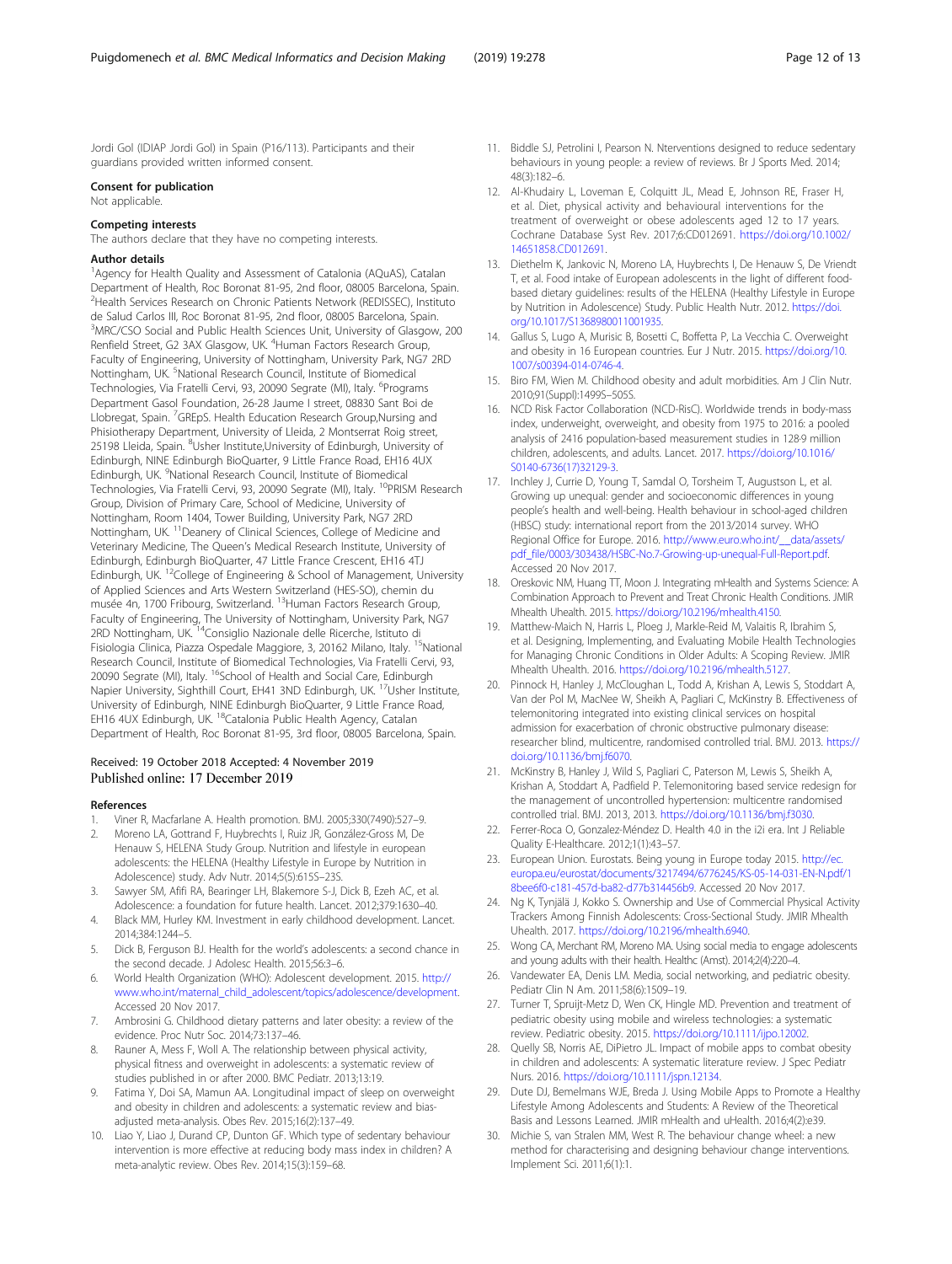Jordi Gol (IDIAP Jordi Gol) in Spain (P16/113). Participants and their guardians provided written informed consent.

### Consent for publication

Not applicable.

### Competing interests

The authors declare that they have no competing interests.

### Author details

[1]Agency for Health Quality and Assessment of Catalonia (AQuAS), Catalan Department of Health, Roc Boronat 81-95, 2nd floor, 08005 Barcelona, Spain. [2]Health Services Research on Chronic Patients Network (REDISSEC), Instituto de Salud Carlos III, Roc Boronat 81-95, 2nd floor, 08005 Barcelona, Spain. [3]MRC/CSO Social and Public Health Sciences Unit, University of Glasgow, 200 Renfield Street, G2 3AX Glasgow, UK. [4]Human Factors Research Group, Faculty of Engineering, University of Nottingham, University Park, NG7 2RD Nottingham, UK. [5]National Research Council, Institute of Biomedical Technologies, Via Fratelli Cervi, 93, 20090 Segrate (MI), Italy. [6]Programs Department Gasol Foundation, 26-28 Jaume I street, 08830 Sant Boi de Llobregat, Spain. [7]GREpS. Health Education Research Group,Nursing and Phisiotherapy Department, University of Lleida, 2 Montserrat Roig street, 25198 Lleida, Spain. [8]Usher Institute,University of Edinburgh, University of Edinburgh, NINE Edinburgh BioQuarter, 9 Little France Road, EH16 4UX Edinburgh, UK. [9]National Research Council, Institute of Biomedical Technologies, Via Fratelli Cervi, 93, 20090 Segrate (MI), Italy. [10]PRISM Research Group, Division of Primary Care, School of Medicine, University of Nottingham, Room 1404, Tower Building, University Park, NG7 2RD Nottingham, UK. [11]Deanery of Clinical Sciences, College of Medicine and Veterinary Medicine, The Queen's Medical Research Institute, University of Edinburgh, Edinburgh BioQuarter, 47 Little France Crescent, EH16 4TJ Edinburgh, UK. [12]College of Engineering & School of Management, University of Applied Sciences and Arts Western Switzerland (HES-SO), chemin du musée 4n, 1700 Fribourg, Switzerland. [13]Human Factors Research Group, Faculty of Engineering, The University of Nottingham, University Park, NG7 2RD Nottingham, UK. [14]Consiglio Nazionale delle Ricerche, Istituto di Fisiologia Clinica, Piazza Ospedale Maggiore, 3, 20162 Milano, Italy. [15]National Research Council, Institute of Biomedical Technologies, Via Fratelli Cervi, 93, 20090 Segrate (MI), Italy. [16]School of Health and Social Care, Edinburgh Napier University, Sighthill Court, EH11 3ND Edinburgh, UK. [17]Usher Institute, University of Edinburgh, NINE Edinburgh BioQuarter, 9 Little France Road, EH16 4UX Edinburgh, UK. [18]Catalonia Public Health Agency, Catalan Department of Health, Roc Boronat 81-95, 3rd floor, 08005 Barcelona, Spain.

Received: 19 October 2018 Accepted: 4 November 2019
Published online: 17 December 2019

### References

1. Viner R, Macfarlane A. Health promotion. BMJ. 2005;330(7490):527–9.
2. Moreno LA, Gottrand F, Huybrechts I, Ruiz JR, González-Gross M, De Henauw S, HELENA Study Group. Nutrition and lifestyle in european adolescents: the HELENA (Healthy Lifestyle in Europe by Nutrition in Adolescence) study. Adv Nutr. 2014;5(5):615S–23S.
3. Sawyer SM, Afifi RA, Bearinger LH, Blakemore S-J, Dick B, Ezeh AC, et al. Adolescence: a foundation for future health. Lancet. 2012;379:1630–40.
4. Black MM, Hurley KM. Investment in early childhood development. Lancet. 2014;384:1244–5.
5. Dick B, Ferguson BJ. Health for the world's adolescents: a second chance in the second decade. J Adolesc Health. 2015;56:3–6.
6. World Health Organization (WHO): Adolescent development. 2015. http://www.who.int/maternal_child_adolescent/topics/adolescence/development. Accessed 20 Nov 2017.
7. Ambrosini G. Childhood dietary patterns and later obesity: a review of the evidence. Proc Nutr Soc. 2014;73:137–46.
8. Rauner A, Mess F, Woll A. The relationship between physical activity, physical fitness and overweight in adolescents: a systematic review of studies published in or after 2000. BMC Pediatr. 2013;13:19.
9. Fatima Y, Doi SA, Mamun AA. Longitudinal impact of sleep on overweight and obesity in children and adolescents: a systematic review and bias-adjusted meta-analysis. Obes Rev. 2015;16(2):137–49.
10. Liao Y, Liao J, Durand CP, Dunton GF. Which type of sedentary behaviour intervention is more effective at reducing body mass index in children? A meta-analytic review. Obes Rev. 2014;15(3):159–68.
11. Biddle SJ, Petrolini I, Pearson N. Nterventions designed to reduce sedentary behaviours in young people: a review of reviews. Br J Sports Med. 2014; 48(3):182–6.
12. Al-Khudairy L, Loveman E, Colquitt JL, Mead E, Johnson RE, Fraser H, et al. Diet, physical activity and behavioural interventions for the treatment of overweight or obese adolescents aged 12 to 17 years. Cochrane Database Syst Rev. 2017;6:CD012691. https://doi.org/10.1002/14651858.CD012691.
13. Diethelm K, Jankovic N, Moreno LA, Huybrechts I, De Henauw S, De Vriendt T, et al. Food intake of European adolescents in the light of different food-based dietary guidelines: results of the HELENA (Healthy Lifestyle in Europe by Nutrition in Adolescence) Study. Public Health Nutr. 2012. https://doi.org/10.1017/S1368980011001935.
14. Gallus S, Lugo A, Murisic B, Bosetti C, Boffetta P, La Vecchia C. Overweight and obesity in 16 European countries. Eur J Nutr. 2015. https://doi.org/10.1007/s00394-014-0746-4.
15. Biro FM, Wien M. Childhood obesity and adult morbidities. Am J Clin Nutr. 2010;91(Suppl):1499S–505S.
16. NCD Risk Factor Collaboration (NCD-RisC). Worldwide trends in body-mass index, underweight, overweight, and obesity from 1975 to 2016: a pooled analysis of 2416 population-based measurement studies in 128·9 million children, adolescents, and adults. Lancet. 2017. https://doi.org/10.1016/S0140-6736(17)32129-3.
17. Inchley J, Currie D, Young T, Samdal O, Torsheim T, Augustson L, et al. Growing up unequal: gender and socioeconomic differences in young people's health and well-being. Health behaviour in school-aged children (HBSC) study: international report from the 2013/2014 survey. WHO Regional Office for Europe. 2016. http://www.euro.who.int/__data/assets/pdf_file/0003/303438/HSBC-No.7-Growing-up-unequal-Full-Report.pdf. Accessed 20 Nov 2017.
18. Oreskovic NM, Huang TT, Moon J. Integrating mHealth and Systems Science: A Combination Approach to Prevent and Treat Chronic Health Conditions. JMIR Mhealth Uhealth. 2015. https://doi.org/10.2196/mhealth.4150.
19. Matthew-Maich N, Harris L, Ploeg J, Markle-Reid M, Valaitis R, Ibrahim S, et al. Designing, Implementing, and Evaluating Mobile Health Technologies for Managing Chronic Conditions in Older Adults: A Scoping Review. JMIR Mhealth Uhealth. 2016. https://doi.org/10.2196/mhealth.5127.
20. Pinnock H, Hanley J, McCloughan L, Todd A, Krishan A, Lewis S, Stoddart A, Van der Pol M, MacNee W, Sheikh A, Pagliari C, McKinstry B. Effectiveness of telemonitoring integrated into existing clinical services on hospital admission for exacerbation of chronic obstructive pulmonary disease: researcher blind, multicentre, randomised controlled trial. BMJ. 2013. https://doi.org/10.1136/bmj.f6070.
21. McKinstry B, Hanley J, Wild S, Pagliari C, Paterson M, Lewis S, Sheikh A, Krishan A, Stoddart A, Padfield P. Telemonitoring based service redesign for the management of uncontrolled hypertension: multicentre randomised controlled trial. BMJ. 2013, 2013. https://doi.org/10.1136/bmj.f3030.
22. Ferrer-Roca O, Gonzalez-Méndez D. Health 4.0 in the i2i era. Int J Reliable Quality E-Healthcare. 2012;1(1):43–57.
23. European Union. Eurostats. Being young in Europe today 2015. http://ec.europa.eu/eurostat/documents/3217494/6776245/KS-05-14-031-EN-N.pdf/18bee6f0-c181-457d-ba82-d77b314456b9. Accessed 20 Nov 2017.
24. Ng K, Tynjälä J, Kokko S. Ownership and Use of Commercial Physical Activity Trackers Among Finnish Adolescents: Cross-Sectional Study. JMIR Mhealth Uhealth. 2017. https://doi.org/10.2196/mhealth.6940.
25. Wong CA, Merchant RM, Moreno MA. Using social media to engage adolescents and young adults with their health. Healthc (Amst). 2014;2(4):220–4.
26. Vandewater EA, Denis LM. Media, social networking, and pediatric obesity. Pediatr Clin N Am. 2011;58(6):1509–19.
27. Turner T, Spruijt-Metz D, Wen CK, Hingle MD. Prevention and treatment of pediatric obesity using mobile and wireless technologies: a systematic review. Pediatric obesity. 2015. https://doi.org/10.1111/ijpo.12002.
28. Quelly SB, Norris AE, DiPietro JL. Impact of mobile apps to combat obesity in children and adolescents: A systematic literature review. J Spec Pediatr Nurs. 2016. https://doi.org/10.1111/jspn.12134.
29. Dute DJ, Bemelmans WJE, Breda J. Using Mobile Apps to Promote a Healthy Lifestyle Among Adolescents and Students: A Review of the Theoretical Basis and Lessons Learned. JMIR mHealth and uHealth. 2016;4(2):e39.
30. Michie S, van Stralen MM, West R. The behaviour change wheel: a new method for characterising and designing behaviour change interventions. Implement Sci. 2011;6(1):1.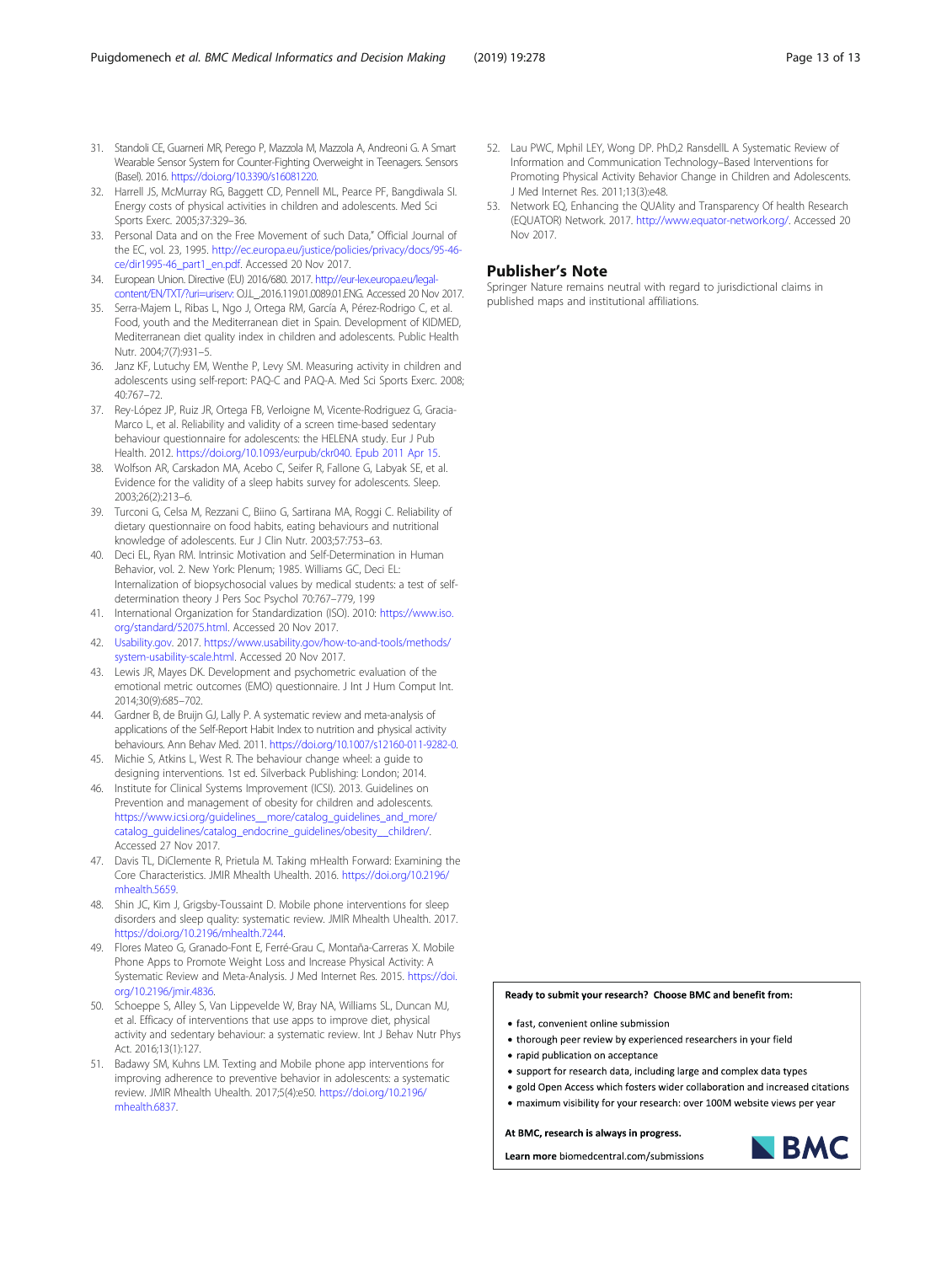31. Standoli CE, Guarneri MR, Perego P, Mazzola M, Mazzola A, Andreoni G. A Smart Wearable Sensor System for Counter-Fighting Overweight in Teenagers. Sensors (Basel). 2016. https://doi.org/10.3390/s16081220.
32. Harrell JS, McMurray RG, Baggett CD, Pennell ML, Pearce PF, Bangdiwala SI. Energy costs of physical activities in children and adolescents. Med Sci Sports Exerc. 2005;37:329–36.
33. Personal Data and on the Free Movement of such Data," Official Journal of the EC, vol. 23, 1995. http://ec.europa.eu/justice/policies/privacy/docs/95-46-ce/dir1995-46_part1_en.pdf. Accessed 20 Nov 2017.
34. European Union. Directive (EU) 2016/680. 2017. http//eur-lex.europa.eu/legal-content/EN/TXT/?uri=uriserv: OJ.L_.2016.119.01.0089.01.ENG. Accessed 20 Nov 2017.
35. Serra-Majem L, Ribas L, Ngo J, Ortega RM, García A, Pérez-Rodrigo C, et al. Food, youth and the Mediterranean diet in Spain. Development of KIDMED, Mediterranean diet quality index in children and adolescents. Public Health Nutr. 2004;7(7):931–5.
36. Janz KF, Lutuchy EM, Wenthe P, Levy SM. Measuring activity in children and adolescents using self-report: PAQ-C and PAQ-A. Med Sci Sports Exerc. 2008; 40:767–72.
37. Rey-López JP, Ruiz JR, Ortega FB, Verloigne M, Vicente-Rodriguez G, Gracia-Marco L, et al. Reliability and validity of a screen time-based sedentary behaviour questionnaire for adolescents: the HELENA study. Eur J Pub Health. 2012. https://doi.org/10.1093/eurpub/ckr040. Epub 2011 Apr 15.
38. Wolfson AR, Carskadon MA, Acebo C, Seifer R, Fallone G, Labyak SE, et al. Evidence for the validity of a sleep habits survey for adolescents. Sleep. 2003;26(2):213–6.
39. Turconi G, Celsa M, Rezzani C, Biino G, Sartirana MA, Roggi C. Reliability of dietary questionnaire on food habits, eating behaviours and nutritional knowledge of adolescents. Eur J Clin Nutr. 2003;57:753–63.
40. Deci EL, Ryan RM. Intrinsic Motivation and Self-Determination in Human Behavior, vol. 2. New York: Plenum; 1985. Williams GC, Deci EL: Internalization of biopsychosocial values by medical students: a test of self-determination theory J Pers Soc Psychol 70:767–779, 199
41. International Organization for Standardization (ISO). 2010: https://www.iso.org/standard/52075.html. Accessed 20 Nov 2017.
42. Usability.gov. 2017. https://www.usability.gov/how-to-and-tools/methods/system-usability-scale.html. Accessed 20 Nov 2017.
43. Lewis JR, Mayes DK. Development and psychometric evaluation of the emotional metric outcomes (EMO) questionnaire. J Int J Hum Comput Int. 2014;30(9):685–702.
44. Gardner B, de Bruijn GJ, Lally P. A systematic review and meta-analysis of applications of the Self-Report Habit Index to nutrition and physical activity behaviours. Ann Behav Med. 2011. https://doi.org/10.1007/s12160-011-9282-0.
45. Michie S, Atkins L, West R. The behaviour change wheel: a guide to designing interventions. 1st ed. Silverback Publishing: London; 2014.
46. Institute for Clinical Systems Improvement (ICSI). 2013. Guidelines on Prevention and management of obesity for children and adolescents. https://www.icsi.org/guidelines__more/catalog_guidelines_and_more/catalog_guidelines/catalog_endocrine_guidelines/obesity__children/. Accessed 27 Nov 2017.
47. Davis TL, DiClemente R, Prietula M. Taking mHealth Forward: Examining the Core Characteristics. JMIR Mhealth Uhealth. 2016. https://doi.org/10.2196/mhealth.5659.
48. Shin JC, Kim J, Grigsby-Toussaint D. Mobile phone interventions for sleep disorders and sleep quality: systematic review. JMIR Mhealth Uhealth. 2017. https://doi.org/10.2196/mhealth.7244.
49. Flores Mateo G, Granado-Font E, Ferré-Grau C, Montaña-Carreras X. Mobile Phone Apps to Promote Weight Loss and Increase Physical Activity: A Systematic Review and Meta-Analysis. J Med Internet Res. 2015. https://doi.org/10.2196/jmir.4836.
50. Schoeppe S, Alley S, Van Lippevelde W, Bray NA, Williams SL, Duncan MJ, et al. Efficacy of interventions that use apps to improve diet, physical activity and sedentary behaviour: a systematic review. Int J Behav Nutr Phys Act. 2016;13(1):127.
51. Badawy SM, Kuhns LM. Texting and Mobile phone app interventions for improving adherence to preventive behavior in adolescents: a systematic review. JMIR Mhealth Uhealth. 2017;5(4):e50. https://doi.org/10.2196/mhealth.6837.
52. Lau PWC, Mphil LEY, Wong DP. PhD,2 RansdellL A Systematic Review of Information and Communication Technology–Based Interventions for Promoting Physical Activity Behavior Change in Children and Adolescents. J Med Internet Res. 2011;13(3):e48.
53. Network EQ, Enhancing the QUAlity and Transparency Of health Research (EQUATOR) Network. 2017. http://www.equator-network.org/. Accessed 20 Nov 2017.

## Publisher's Note

Springer Nature remains neutral with regard to jurisdictional claims in published maps and institutional affiliations.

**Ready to submit your research? Choose BMC and benefit from:**

- fast, convenient online submission
- thorough peer review by experienced researchers in your field
- rapid publication on acceptance
- support for research data, including large and complex data types
- gold Open Access which fosters wider collaboration and increased citations
- maximum visibility for your research: over 100M website views per year

**At BMC, research is always in progress.**

**Learn more** biomedcentral.com/submissions

BMC